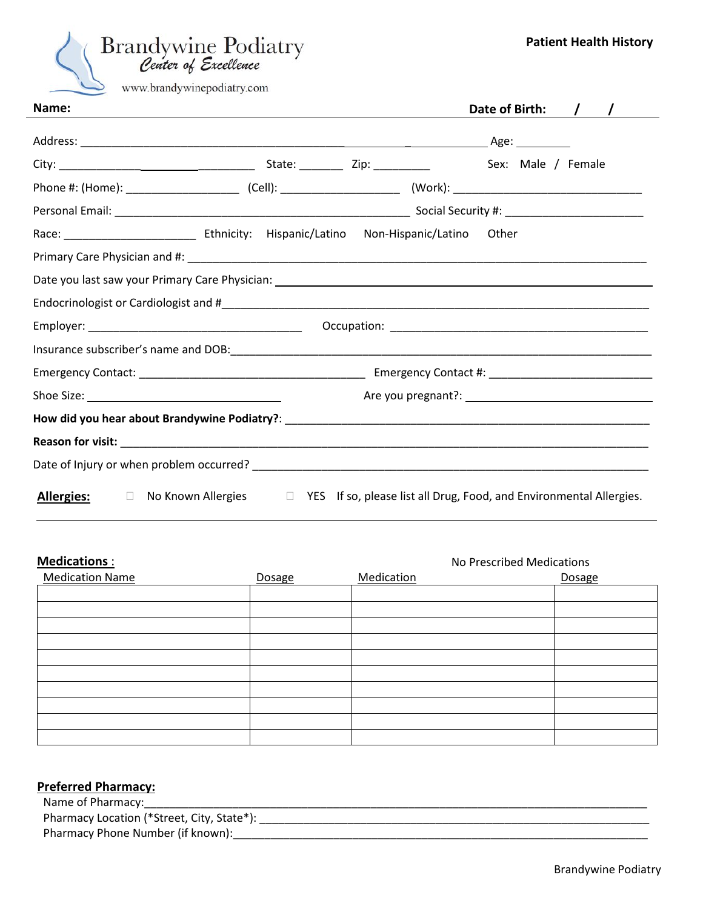**Brandywine Podiatry**
*Center of Excellence*
www.brandywinepodiatry.com

**Patient Health History**

**Name:** **Date of Birth: / /**

Address: ______________________________________________________________ Age: _________

City: ________________________________ State: _______ Zip: _________ Sex: Male / Female

Phone #: (Home): __________________ (Cell): ___________________ (Work): ______________________________

Personal Email: _______________________________________________ Social Security #: ______________________

Race: _____________________ Ethnicity: Hispanic/Latino Non-Hispanic/Latino Other

Primary Care Physician and #: ___________________________________________________________________________

Date you last saw your Primary Care Physician: ___________________________________________________________

Endocrinologist or Cardiologist and #_____________________________________________________________________

Employer: __________________________________ Occupation: __________________________________________

Insurance subscriber's name and DOB:_____________________________________________________________________

Emergency Contact: ____________________________________ Emergency Contact #: __________________________

Shoe Size: ______________________________ Are you pregnant?: ______________________________

**How did you hear about Brandywine Podiatry?**: ____________________________________________________________

**Reason for visit:** _____________________________________________________________________________________

Date of Injury or when problem occurred? _________________________________________________________________

**Allergies:** ☐ No Known Allergies ☐ YES If so, please list all Drug, Food, and Environmental Allergies.

______________________________________________________________________________________________________

**Medications :** No Prescribed Medications

| Medication Name | Dosage | Medication | Dosage |
|---|---|---|---|
| | | | |
| | | | |
| | | | |
| | | | |
| | | | |
| | | | |
| | | | |
| | | | |
| | | | |
| | | | |

**Preferred Pharmacy:**

Name of Pharmacy:_______________________________________________________________________________

Pharmacy Location (*Street, City, State*): _________________________________________________________

Pharmacy Phone Number (if known):_______________________________________________________________

Brandywine Podiatry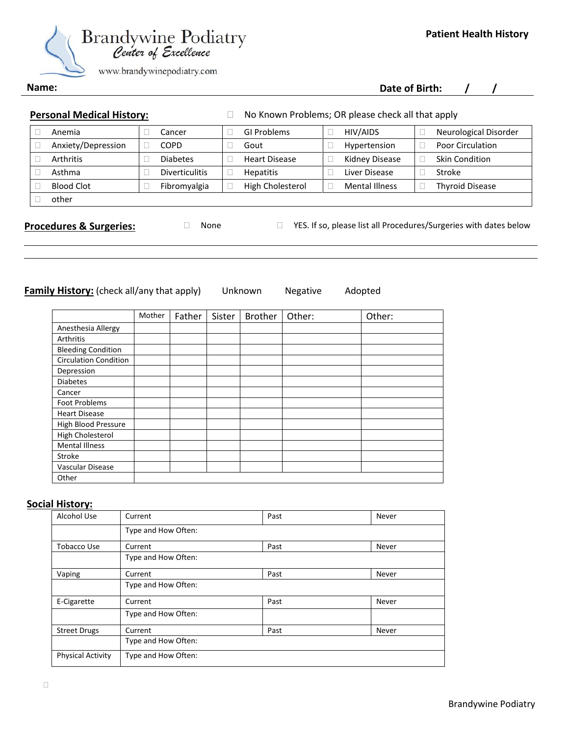Brandywine Podiatry
*Center of Excellence*
www.brandywinepodiatry.com

**Patient Health History**

**Name:** **Date of Birth:** / /

## Personal Medical History:

☐ No Known Problems; OR please check all that apply

| | | | | |
|---|---|---|---|---|
| ☐ Anemia | ☐ Cancer | ☐ GI Problems | ☐ HIV/AIDS | ☐ Neurological Disorder |
| ☐ Anxiety/Depression | ☐ COPD | ☐ Gout | ☐ Hypertension | ☐ Poor Circulation |
| ☐ Arthritis | ☐ Diabetes | ☐ Heart Disease | ☐ Kidney Disease | ☐ Skin Condition |
| ☐ Asthma | ☐ Diverticulitis | ☐ Hepatitis | ☐ Liver Disease | ☐ Stroke |
| ☐ Blood Clot | ☐ Fibromyalgia | ☐ High Cholesterol | ☐ Mental Illness | ☐ Thyroid Disease |
| ☐ other | | | | |

## Procedures & Surgeries:

☐ None ☐ YES. If so, please list all Procedures/Surgeries with dates below

## Family History: (check all/any that apply) Unknown Negative Adopted

| | Mother | Father | Sister | Brother | Other: | Other: |
|---|---|---|---|---|---|---|
| Anesthesia Allergy | | | | | | |
| Arthritis | | | | | | |
| Bleeding Condition | | | | | | |
| Circulation Condition | | | | | | |
| Depression | | | | | | |
| Diabetes | | | | | | |
| Cancer | | | | | | |
| Foot Problems | | | | | | |
| Heart Disease | | | | | | |
| High Blood Pressure | | | | | | |
| High Cholesterol | | | | | | |
| Mental Illness | | | | | | |
| Stroke | | | | | | |
| Vascular Disease | | | | | | |
| Other | | | | | | |

## Social History:

| | | | |
|---|---|---|---|
| Alcohol Use | Current | Past | Never |
| | Type and How Often: | | |
| Tobacco Use | Current | Past | Never |
| | Type and How Often: | | |
| Vaping | Current | Past | Never |
| | Type and How Often: | | |
| E-Cigarette | Current | Past | Never |
| | Type and How Often: | | |
| Street Drugs | Current | Past | Never |
| | Type and How Often: | | |
| Physical Activity | Type and How Often: | | |

☐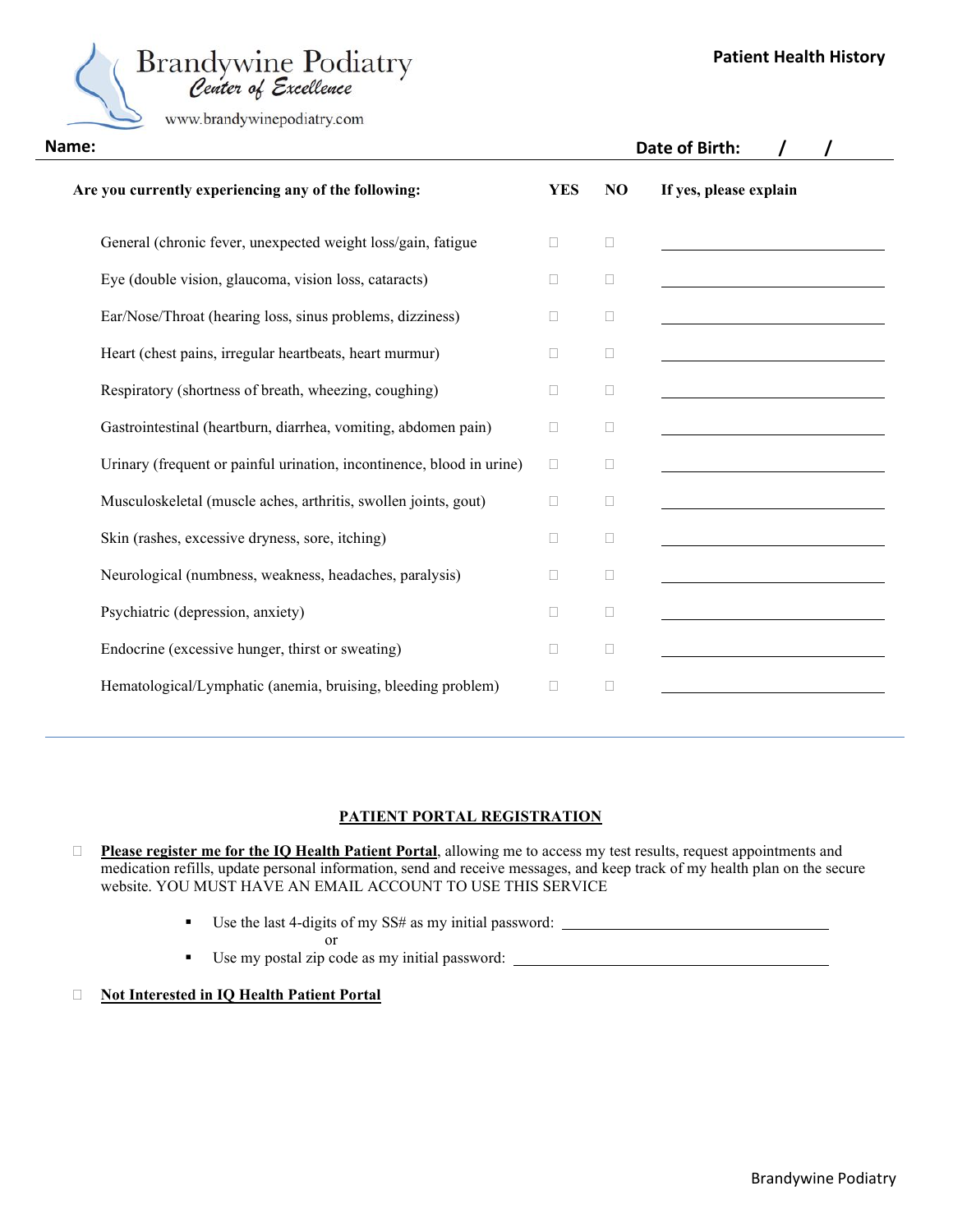Brandywine Podiatry
*Center of Excellence*
www.brandywinepodiatry.com

**Patient Health History**

**Name:** **Date of Birth:** / /

| Are you currently experiencing any of the following: | YES | NO | If yes, please explain |
|---|---|---|---|
| General (chronic fever, unexpected weight loss/gain, fatigue | ☐ | ☐ | ______________ |
| Eye (double vision, glaucoma, vision loss, cataracts) | ☐ | ☐ | ______________ |
| Ear/Nose/Throat (hearing loss, sinus problems, dizziness) | ☐ | ☐ | ______________ |
| Heart (chest pains, irregular heartbeats, heart murmur) | ☐ | ☐ | ______________ |
| Respiratory (shortness of breath, wheezing, coughing) | ☐ | ☐ | ______________ |
| Gastrointestinal (heartburn, diarrhea, vomiting, abdomen pain) | ☐ | ☐ | ______________ |
| Urinary (frequent or painful urination, incontinence, blood in urine) | ☐ | ☐ | ______________ |
| Musculoskeletal (muscle aches, arthritis, swollen joints, gout) | ☐ | ☐ | ______________ |
| Skin (rashes, excessive dryness, sore, itching) | ☐ | ☐ | ______________ |
| Neurological (numbness, weakness, headaches, paralysis) | ☐ | ☐ | ______________ |
| Psychiatric (depression, anxiety) | ☐ | ☐ | ______________ |
| Endocrine (excessive hunger, thirst or sweating) | ☐ | ☐ | ______________ |
| Hematological/Lymphatic (anemia, bruising, bleeding problem) | ☐ | ☐ | ______________ |

---

## PATIENT PORTAL REGISTRATION

☐ **Please register me for the IQ Health Patient Portal**, allowing me to access my test results, request appointments and medication refills, update personal information, send and receive messages, and keep track of my health plan on the secure website. YOU MUST HAVE AN EMAIL ACCOUNT TO USE THIS SERVICE

- Use the last 4-digits of my SS# as my initial password: ______________________

  or

- Use my postal zip code as my initial password: ______________________

☐ **Not Interested in IQ Health Patient Portal**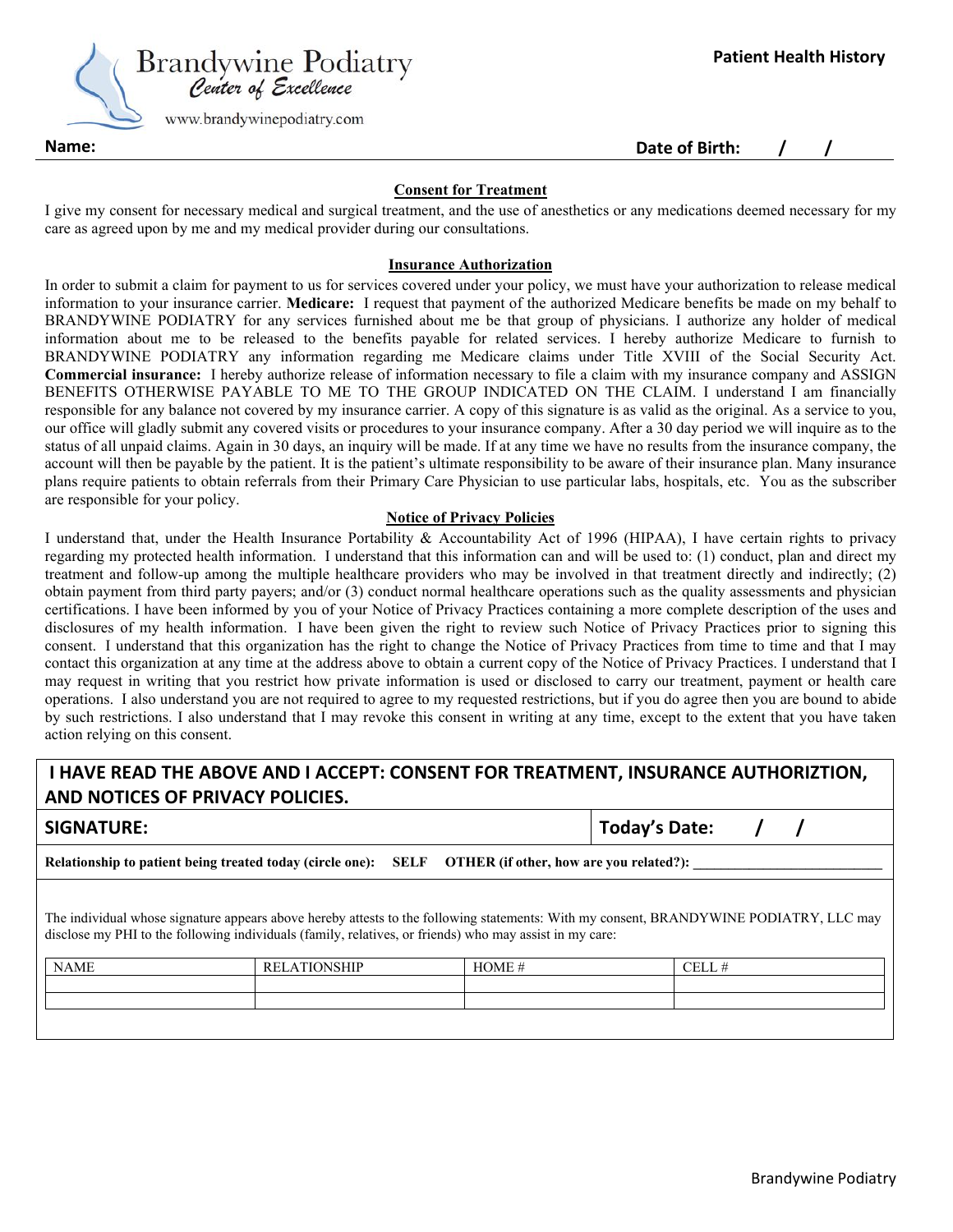Brandywine Podiatry
*Center of Excellence*
www.brandywinepodiatry.com

**Patient Health History**

**Name:** **Date of Birth: / /**

## Consent for Treatment

I give my consent for necessary medical and surgical treatment, and the use of anesthetics or any medications deemed necessary for my care as agreed upon by me and my medical provider during our consultations.

## Insurance Authorization

In order to submit a claim for payment to us for services covered under your policy, we must have your authorization to release medical information to your insurance carrier. **Medicare:** I request that payment of the authorized Medicare benefits be made on my behalf to BRANDYWINE PODIATRY for any services furnished about me be that group of physicians. I authorize any holder of medical information about me to be released to the benefits payable for related services. I hereby authorize Medicare to furnish to BRANDYWINE PODIATRY any information regarding me Medicare claims under Title XVIII of the Social Security Act. **Commercial insurance:** I hereby authorize release of information necessary to file a claim with my insurance company and ASSIGN BENEFITS OTHERWISE PAYABLE TO ME TO THE GROUP INDICATED ON THE CLAIM. I understand I am financially responsible for any balance not covered by my insurance carrier. A copy of this signature is as valid as the original. As a service to you, our office will gladly submit any covered visits or procedures to your insurance company. After a 30 day period we will inquire as to the status of all unpaid claims. Again in 30 days, an inquiry will be made. If at any time we have no results from the insurance company, the account will then be payable by the patient. It is the patient's ultimate responsibility to be aware of their insurance plan. Many insurance plans require patients to obtain referrals from their Primary Care Physician to use particular labs, hospitals, etc. You as the subscriber are responsible for your policy.

## Notice of Privacy Policies

I understand that, under the Health Insurance Portability & Accountability Act of 1996 (HIPAA), I have certain rights to privacy regarding my protected health information. I understand that this information can and will be used to: (1) conduct, plan and direct my treatment and follow-up among the multiple healthcare providers who may be involved in that treatment directly and indirectly; (2) obtain payment from third party payers; and/or (3) conduct normal healthcare operations such as the quality assessments and physician certifications. I have been informed by you of your Notice of Privacy Practices containing a more complete description of the uses and disclosures of my health information. I have been given the right to review such Notice of Privacy Practices prior to signing this consent. I understand that this organization has the right to change the Notice of Privacy Practices from time to time and that I may contact this organization at any time at the address above to obtain a current copy of the Notice of Privacy Practices. I understand that I may request in writing that you restrict how private information is used or disclosed to carry our treatment, payment or health care operations. I also understand you are not required to agree to my requested restrictions, but if you do agree then you are bound to abide by such restrictions. I also understand that I may revoke this consent in writing at any time, except to the extent that you have taken action relying on this consent.

**I HAVE READ THE ABOVE AND I ACCEPT: CONSENT FOR TREATMENT, INSURANCE AUTHORIZTION, AND NOTICES OF PRIVACY POLICIES.**

**SIGNATURE:** **Today's Date: / /**

**Relationship to patient being treated today (circle one): SELF OTHER (if other, how are you related?): ___________________________**

The individual whose signature appears above hereby attests to the following statements: With my consent, BRANDYWINE PODIATRY, LLC may disclose my PHI to the following individuals (family, relatives, or friends) who may assist in my care:

| NAME | RELATIONSHIP | HOME # | CELL # |
|---|---|---|---|
| | | | |
| | | | |